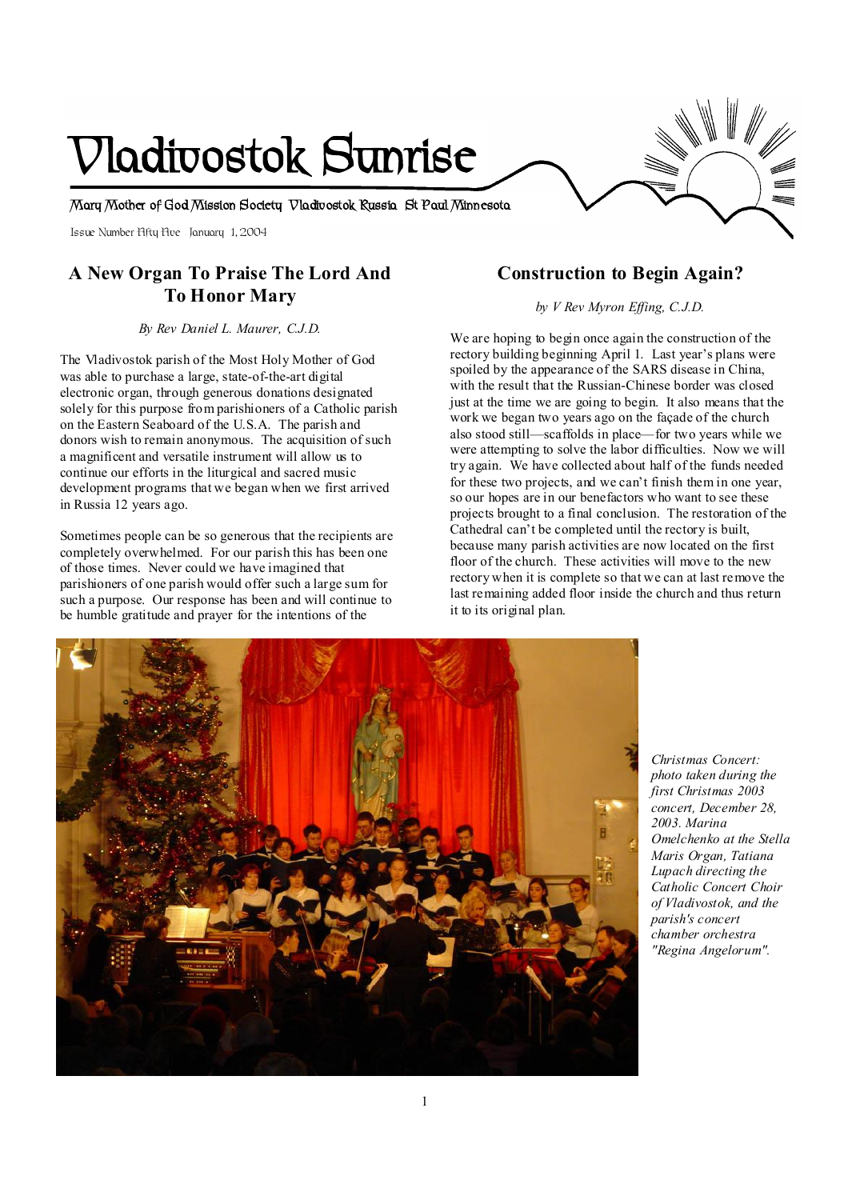# Vladivostok Sunrise

Mary Mother of God Mission Society Vladivostok Russia St Paul Minnesota

Issue Number Fifty Five January 1, 2004

## A New Organ To Praise The Lord And To Honor Mary

*By Rev Daniel L. Maurer, C.J.D.*

The Vladivostok parish of the Most Holy Mother of God was able to purchase a large, state-of-the-art digital electronic organ, through generous donations designated solely for this purpose from parishioners of a Catholic parish on the Eastern Seaboard of the U.S.A. The parish and donors wish to remain anonymous. The acquisition of such a magnificent and versatile instrument will allow us to continue our efforts in the liturgical and sacred music development programs that we began when we first arrived in Russia 12 years ago.

Sometimes people can be so generous that the recipients are completely overwhelmed. For our parish this has been one of those times. Never could we have imagined that parishioners of one parish would offer such a large sum for such a purpose. Our response has been and will continue to be humble gratitude and prayer for the intentions of the

## Construction to Begin Again?

*by V Rev Myron Effing, C.J.D.*

We are hoping to begin once again the construction of the rectory building beginning April 1. Last year's plans were spoiled by the appearance of the SARS disease in China, with the result that the Russian-Chinese border was closed just at the time we are going to begin. It also means that the work we began two years ago on the façade of the church also stood still—scaffolds in place—for two years while we were attempting to solve the labor difficulties. Now we will try again. We have collected about half of the funds needed for these two projects, and we can't finish them in one year, so our hopes are in our benefactors who want to see these projects brought to a final conclusion. The restoration of the Cathedral can't be completed until the rectory is built, because many parish activities are now located on the first floor of the church. These activities will move to the new rectory when it is complete so that we can at last remove the last remaining added floor inside the church and thus return it to its original plan.

*Christmas Concert: photo taken during the first Christmas 2003 concert, December 28, 2003. Marina Omelchenko at the Stella Maris Organ, Tatiana Lupach directing the Catholic Concert Choir of Vladivostok, and the parish's concert chamber orchestra "Regina Angelorum".*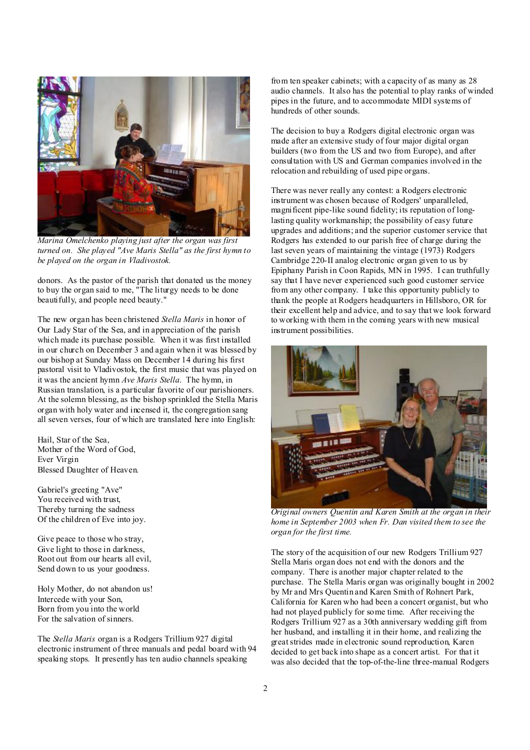*Marina Omelchenko playing just after the organ was first turned on. She played "Ave Maris Stella" as the first hymn to be played on the organ in Vladivostok.*

donors. As the pastor of the parish that donated us the money to buy the organ said to me, "The liturgy needs to be done beautifully, and people need beauty."

The new organ has been christened *Stella Maris* in honor of Our Lady Star of the Sea, and in appreciation of the parish which made its purchase possible. When it was first installed in our church on December 3 and again when it was blessed by our bishop at Sunday Mass on December 14 during his first pastoral visit to Vladivostok, the first music that was played on it was the ancient hymn *Ave Maris Stella*. The hymn, in Russian translation, is a particular favorite of our parishioners. At the solemn blessing, as the bishop sprinkled the Stella Maris organ with holy water and incensed it, the congregation sang all seven verses, four of which are translated here into English:

Hail, Star of the Sea,
Mother of the Word of God,
Ever Virgin
Blessed Daughter of Heaven.

Gabriel's greeting "Ave"
You received with trust,
Thereby turning the sadness
Of the children of Eve into joy.

Give peace to those who stray,
Give light to those in darkness,
Root out from our hearts all evil,
Send down to us your goodness.

Holy Mother, do not abandon us!
Intercede with your Son,
Born from you into the world
For the salvation of sinners.

The *Stella Maris* organ is a Rodgers Trillium 927 digital electronic instrument of three manuals and pedal board with 94 speaking stops. It presently has ten audio channels speaking from ten speaker cabinets; with a capacity of as many as 28 audio channels. It also has the potential to play ranks of winded pipes in the future, and to accommodate MIDI systems of hundreds of other sounds.

The decision to buy a Rodgers digital electronic organ was made after an extensive study of four major digital organ builders (two from the US and two from Europe), and after consultation with US and German companies involved in the relocation and rebuilding of used pipe organs.

There was never really any contest: a Rodgers electronic instrument was chosen because of Rodgers' unparalleled, magnificent pipe-like sound fidelity; its reputation of long-lasting quality workmanship; the possibility of easy future upgrades and additions; and the superior customer service that Rodgers has extended to our parish free of charge during the last seven years of maintaining the vintage (1973) Rodgers Cambridge 220-II analog electronic organ given to us by Epiphany Parish in Coon Rapids, MN in 1995. I can truthfully say that I have never experienced such good customer service from any other company. I take this opportunity publicly to thank the people at Rodgers headquarters in Hillsboro, OR for their excellent help and advice, and to say that we look forward to working with them in the coming years with new musical instrument possibilities.

*Original owners Quentin and Karen Smith at the organ in their home in September 2003 when Fr. Dan visited them to see the organ for the first time.*

The story of the acquisition of our new Rodgers Trillium 927 Stella Maris organ does not end with the donors and the company. There is another major chapter related to the purchase. The Stella Maris organ was originally bought in 2002 by Mr and Mrs Quentin and Karen Smith of Rohnert Park, California for Karen who had been a concert organist, but who had not played publicly for some time. After receiving the Rodgers Trillium 927 as a 30th anniversary wedding gift from her husband, and installing it in their home, and realizing the great strides made in electronic sound reproduction, Karen decided to get back into shape as a concert artist. For that it was also decided that the top-of-the-line three-manual Rodgers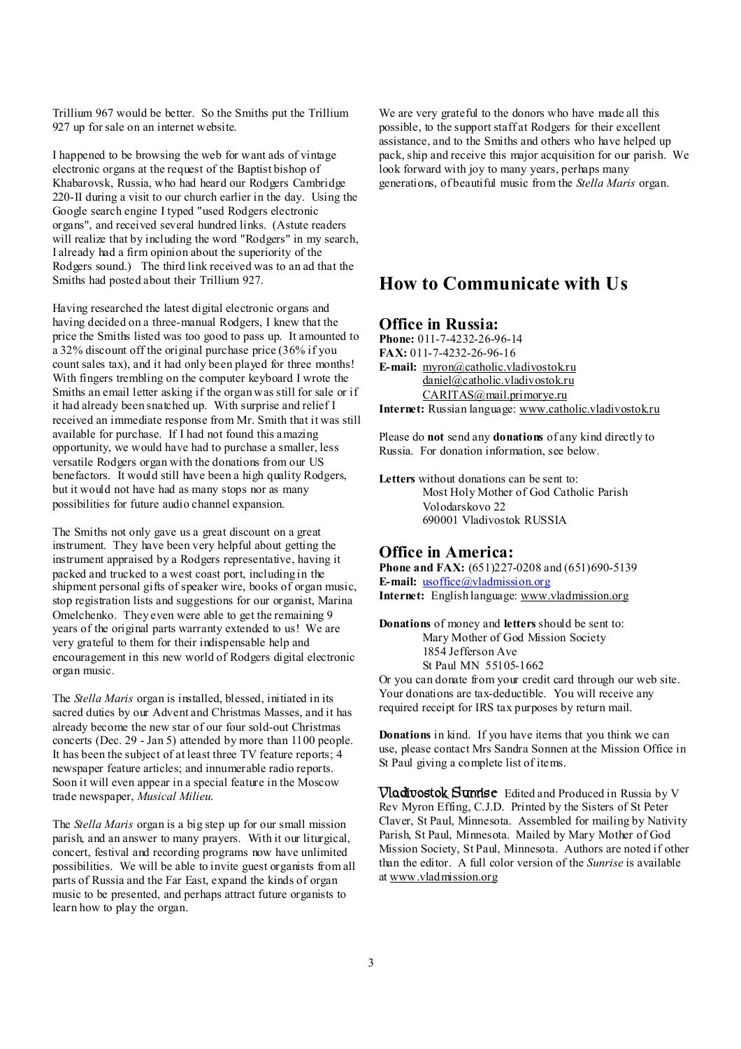Trillium 967 would be better. So the Smiths put the Trillium 927 up for sale on an internet website.

I happened to be browsing the web for want ads of vintage electronic organs at the request of the Baptist bishop of Khabarovsk, Russia, who had heard our Rodgers Cambridge 220-II during a visit to our church earlier in the day. Using the Google search engine I typed "used Rodgers electronic organs", and received several hundred links. (Astute readers will realize that by including the word "Rodgers" in my search, I already had a firm opinion about the superiority of the Rodgers sound.) The third link received was to an ad that the Smiths had posted about their Trillium 927.

Having researched the latest digital electronic organs and having decided on a three-manual Rodgers, I knew that the price the Smiths listed was too good to pass up. It amounted to a 32% discount off the original purchase price (36% if you count sales tax), and it had only been played for three months! With fingers trembling on the computer keyboard I wrote the Smiths an email letter asking if the organ was still for sale or if it had already been snatched up. With surprise and relief I received an immediate response from Mr. Smith that it was still available for purchase. If I had not found this amazing opportunity, we would have had to purchase a smaller, less versatile Rodgers organ with the donations from our US benefactors. It would still have been a high quality Rodgers, but it would not have had as many stops nor as many possibilities for future audio channel expansion.

The Smiths not only gave us a great discount on a great instrument. They have been very helpful about getting the instrument appraised by a Rodgers representative, having it packed and trucked to a west coast port, including in the shipment personal gifts of speaker wire, books of organ music, stop registration lists and suggestions for our organist, Marina Omelchenko. They even were able to get the remaining 9 years of the original parts warranty extended to us! We are very grateful to them for their indispensable help and encouragement in this new world of Rodgers digital electronic organ music.

The *Stella Maris* organ is installed, blessed, initiated in its sacred duties by our Advent and Christmas Masses, and it has already become the new star of our four sold-out Christmas concerts (Dec. 29 - Jan 5) attended by more than 1100 people. It has been the subject of at least three TV feature reports; 4 newspaper feature articles; and innumerable radio reports. Soon it will even appear in a special feature in the Moscow trade newspaper, *Musical Milieu*.

The *Stella Maris* organ is a big step up for our small mission parish, and an answer to many prayers. With it our liturgical, concert, festival and recording programs now have unlimited possibilities. We will be able to invite guest organists from all parts of Russia and the Far East, expand the kinds of organ music to be presented, and perhaps attract future organists to learn how to play the organ.

We are very grateful to the donors who have made all this possible, to the support staff at Rodgers for their excellent assistance, and to the Smiths and others who have helped up pack, ship and receive this major acquisition for our parish. We look forward with joy to many years, perhaps many generations, of beautiful music from the *Stella Maris* organ.

# How to Communicate with Us

## Office in Russia:

**Phone:** 011-7-4232-26-96-14
**FAX:** 011-7-4232-26-96-16
**E-mail:** myron@catholic.vladivostok.ru
daniel@catholic.vladivostok.ru
CARITAS@mail.primorye.ru
**Internet:** Russian language: www.catholic.vladivostok.ru

Please do **not** send any **donations** of any kind directly to Russia. For donation information, see below.

**Letters** without donations can be sent to:
Most Holy Mother of God Catholic Parish
Volodarskovo 22
690001 Vladivostok RUSSIA

## Office in America:

**Phone and FAX:** (651)227-0208 and (651)690-5139
**E-mail:** usoffice@vladmission.org
**Internet:** English language: www.vladmission.org

**Donations** of money and **letters** should be sent to:
Mary Mother of God Mission Society
1854 Jefferson Ave
St Paul MN 55105-1662
Or you can donate from your credit card through our web site. Your donations are tax-deductible. You will receive any required receipt for IRS tax purposes by return mail.

**Donations** in kind. If you have items that you think we can use, please contact Mrs Sandra Sonnen at the Mission Office in St Paul giving a complete list of items.

**Vladivostok Sunrise** Edited and Produced in Russia by V Rev Myron Effing, C.J.D. Printed by the Sisters of St Peter Claver, St Paul, Minnesota. Assembled for mailing by Nativity Parish, St Paul, Minnesota. Mailed by Mary Mother of God Mission Society, St Paul, Minnesota. Authors are noted if other than the editor. A full color version of the *Sunrise* is available at www.vladmission.org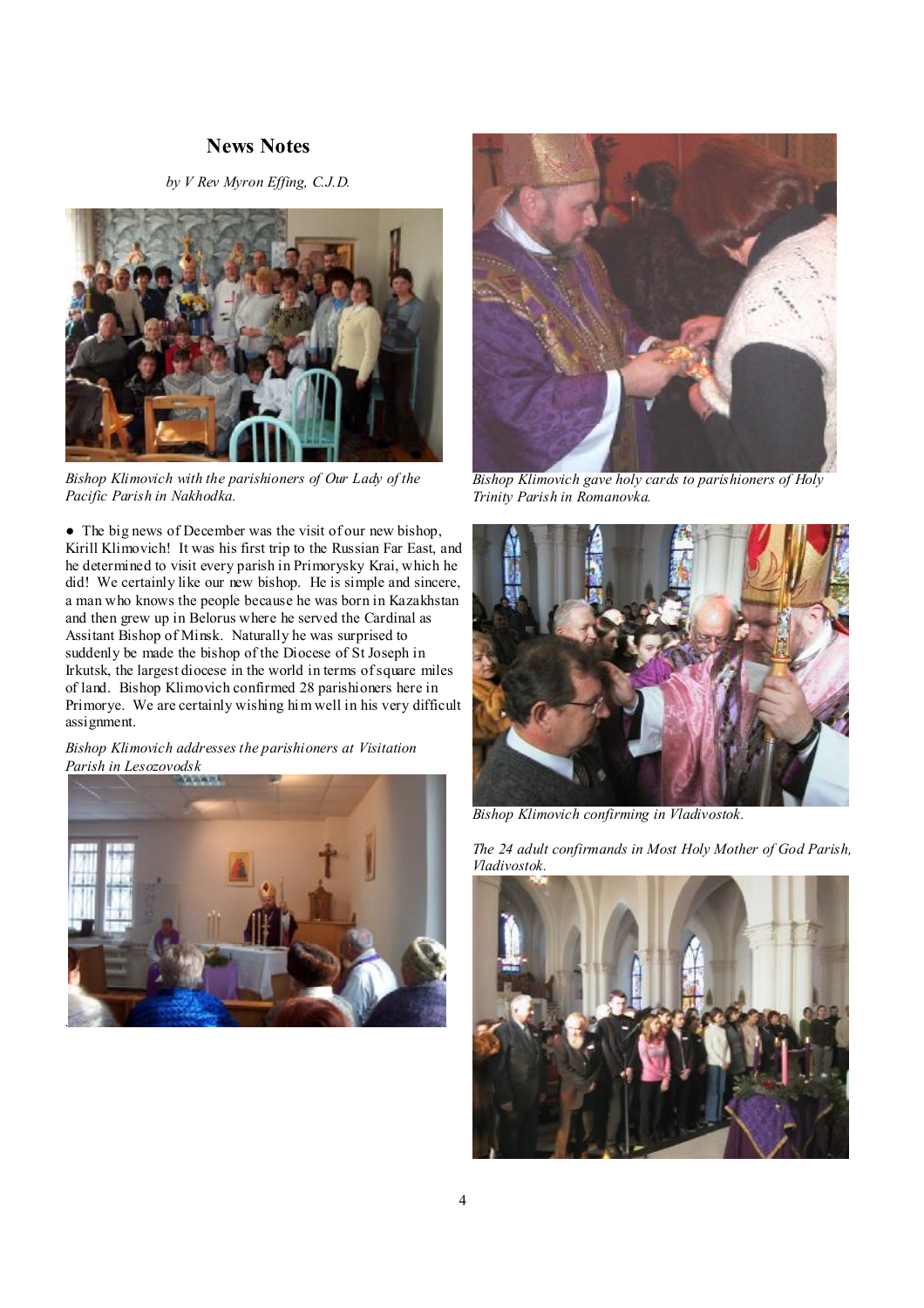## News Notes

*by V Rev Myron Effing, C.J.D.*

*Bishop Klimovich with the parishioners of Our Lady of the Pacific Parish in Nakhodka.*

● The big news of December was the visit of our new bishop, Kirill Klimovich! It was his first trip to the Russian Far East, and he determined to visit every parish in Primorysky Krai, which he did! We certainly like our new bishop. He is simple and sincere, a man who knows the people because he was born in Kazakhstan and then grew up in Belorus where he served the Cardinal as Assitant Bishop of Minsk. Naturally he was surprised to suddenly be made the bishop of the Diocese of St Joseph in Irkutsk, the largest diocese in the world in terms of square miles of land. Bishop Klimovich confirmed 28 parishioners here in Primorye. We are certainly wishing him well in his very difficult assignment.

*Bishop Klimovich addresses the parishioners at Visitation Parish in Lesozovodsk*

*Bishop Klimovich gave holy cards to parishioners of Holy Trinity Parish in Romanovka.*

*Bishop Klimovich confirming in Vladivostok.*

*The 24 adult confirmands in Most Holy Mother of God Parish, Vladivostok.*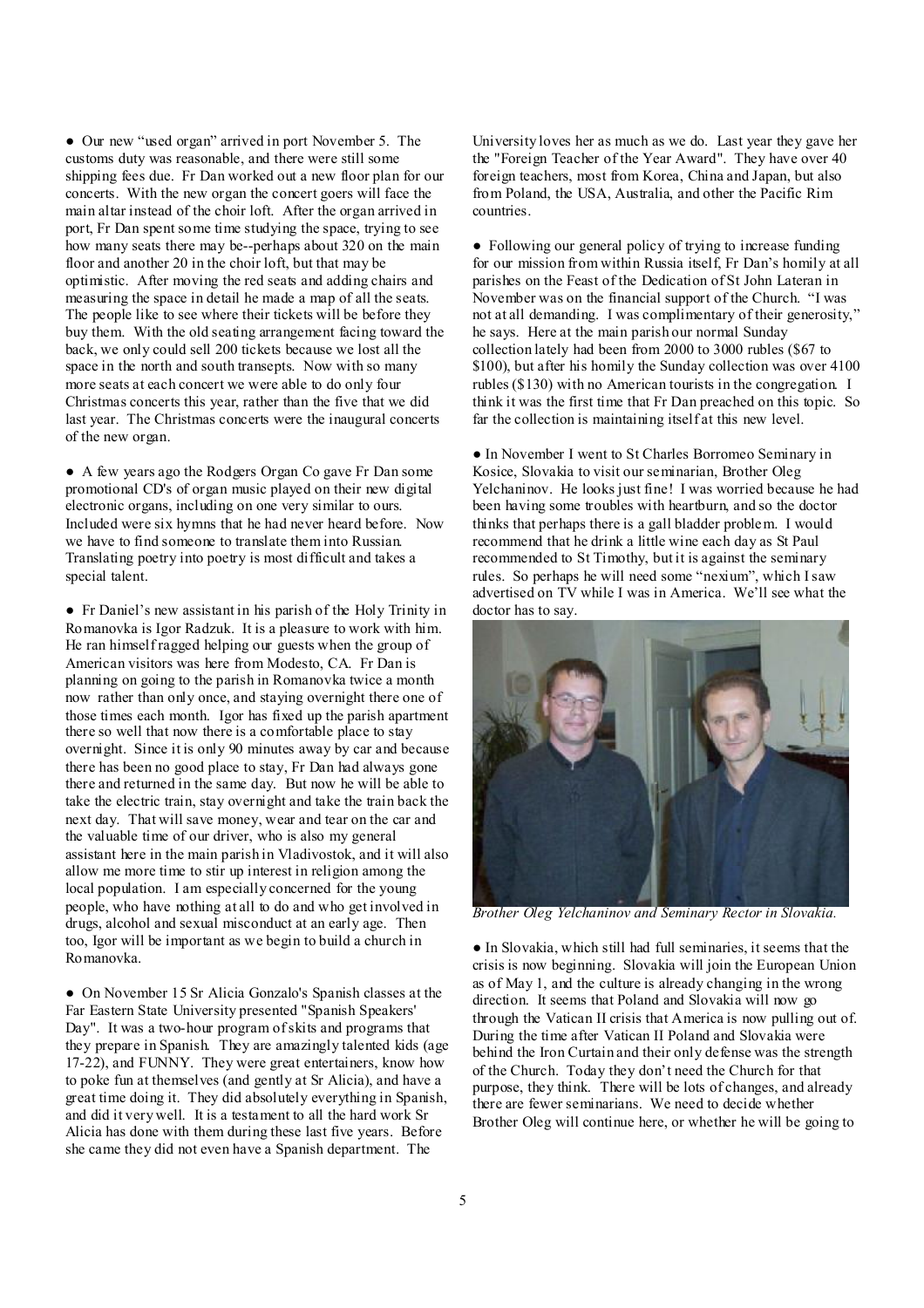● Our new "used organ" arrived in port November 5. The customs duty was reasonable, and there were still some shipping fees due. Fr Dan worked out a new floor plan for our concerts. With the new organ the concert goers will face the main altar instead of the choir loft. After the organ arrived in port, Fr Dan spent some time studying the space, trying to see how many seats there may be--perhaps about 320 on the main floor and another 20 in the choir loft, but that may be optimistic. After moving the red seats and adding chairs and measuring the space in detail he made a map of all the seats. The people like to see where their tickets will be before they buy them. With the old seating arrangement facing toward the back, we only could sell 200 tickets because we lost all the space in the north and south transepts. Now with so many more seats at each concert we were able to do only four Christmas concerts this year, rather than the five that we did last year. The Christmas concerts were the inaugural concerts of the new organ.

● A few years ago the Rodgers Organ Co gave Fr Dan some promotional CD's of organ music played on their new digital electronic organs, including on one very similar to ours. Included were six hymns that he had never heard before. Now we have to find someone to translate them into Russian. Translating poetry into poetry is most difficult and takes a special talent.

● Fr Daniel's new assistant in his parish of the Holy Trinity in Romanovka is Igor Radzuk. It is a pleasure to work with him. He ran himself ragged helping our guests when the group of American visitors was here from Modesto, CA. Fr Dan is planning on going to the parish in Romanovka twice a month now rather than only once, and staying overnight there one of those times each month. Igor has fixed up the parish apartment there so well that now there is a comfortable place to stay overnight. Since it is only 90 minutes away by car and because there has been no good place to stay, Fr Dan had always gone there and returned in the same day. But now he will be able to take the electric train, stay overnight and take the train back the next day. That will save money, wear and tear on the car and the valuable time of our driver, who is also my general assistant here in the main parish in Vladivostok, and it will also allow me more time to stir up interest in religion among the local population. I am especially concerned for the young people, who have nothing at all to do and who get involved in drugs, alcohol and sexual misconduct at an early age. Then too, Igor will be important as we begin to build a church in Romanovka.

● On November 15 Sr Alicia Gonzalo's Spanish classes at the Far Eastern State University presented "Spanish Speakers' Day". It was a two-hour program of skits and programs that they prepare in Spanish. They are amazingly talented kids (age 17-22), and FUNNY. They were great entertainers, know how to poke fun at themselves (and gently at Sr Alicia), and have a great time doing it. They did absolutely everything in Spanish, and did it very well. It is a testament to all the hard work Sr Alicia has done with them during these last five years. Before she came they did not even have a Spanish department. The University loves her as much as we do. Last year they gave her the "Foreign Teacher of the Year Award". They have over 40 foreign teachers, most from Korea, China and Japan, but also from Poland, the USA, Australia, and other the Pacific Rim countries.

● Following our general policy of trying to increase funding for our mission from within Russia itself, Fr Dan's homily at all parishes on the Feast of the Dedication of St John Lateran in November was on the financial support of the Church. "I was not at all demanding. I was complimentary of their generosity," he says. Here at the main parish our normal Sunday collection lately had been from 2000 to 3000 rubles ($67 to $100), but after his homily the Sunday collection was over 4100 rubles ($130) with no American tourists in the congregation. I think it was the first time that Fr Dan preached on this topic. So far the collection is maintaining itself at this new level.

● In November I went to St Charles Borromeo Seminary in Kosice, Slovakia to visit our seminarian, Brother Oleg Yelchaninov. He looks just fine! I was worried because he had been having some troubles with heartburn, and so the doctor thinks that perhaps there is a gall bladder problem. I would recommend that he drink a little wine each day as St Paul recommended to St Timothy, but it is against the seminary rules. So perhaps he will need some "nexium", which I saw advertised on TV while I was in America. We'll see what the doctor has to say.

*Brother Oleg Yelchaninov and Seminary Rector in Slovakia.*

● In Slovakia, which still had full seminaries, it seems that the crisis is now beginning. Slovakia will join the European Union as of May 1, and the culture is already changing in the wrong direction. It seems that Poland and Slovakia will now go through the Vatican II crisis that America is now pulling out of. During the time after Vatican II Poland and Slovakia were behind the Iron Curtain and their only defense was the strength of the Church. Today they don't need the Church for that purpose, they think. There will be lots of changes, and already there are fewer seminarians. We need to decide whether Brother Oleg will continue here, or whether he will be going to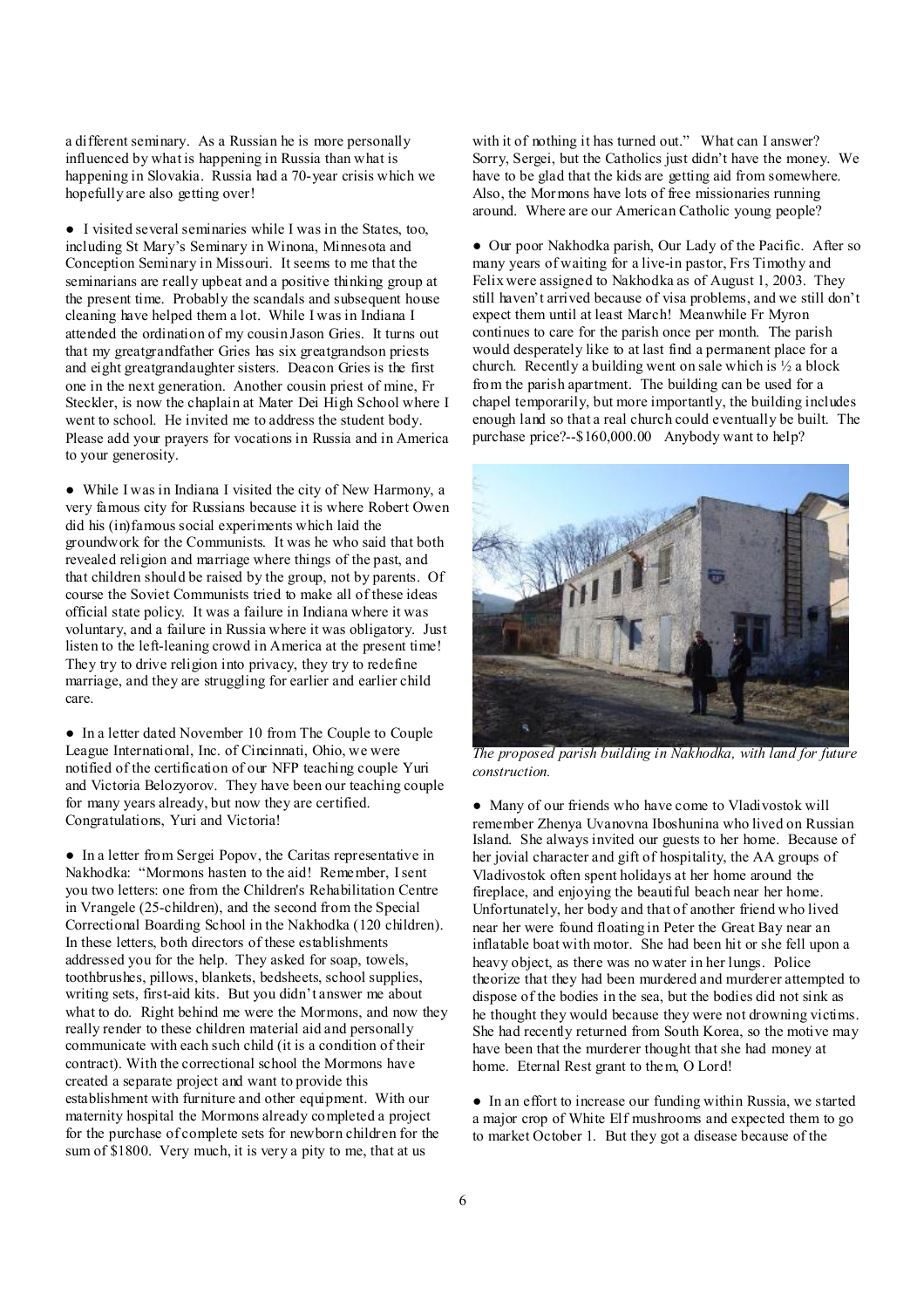a different seminary. As a Russian he is more personally influenced by what is happening in Russia than what is happening in Slovakia. Russia had a 70-year crisis which we hopefully are also getting over!

● I visited several seminaries while I was in the States, too, including St Mary's Seminary in Winona, Minnesota and Conception Seminary in Missouri. It seems to me that the seminarians are really upbeat and a positive thinking group at the present time. Probably the scandals and subsequent house cleaning have helped them a lot. While I was in Indiana I attended the ordination of my cousin Jason Gries. It turns out that my greatgrandfather Gries has six greatgrandson priests and eight greatgrandaughter sisters. Deacon Gries is the first one in the next generation. Another cousin priest of mine, Fr Steckler, is now the chaplain at Mater Dei High School where I went to school. He invited me to address the student body. Please add your prayers for vocations in Russia and in America to your generosity.

● While I was in Indiana I visited the city of New Harmony, a very famous city for Russians because it is where Robert Owen did his (in)famous social experiments which laid the groundwork for the Communists. It was he who said that both revealed religion and marriage where things of the past, and that children should be raised by the group, not by parents. Of course the Soviet Communists tried to make all of these ideas official state policy. It was a failure in Indiana where it was voluntary, and a failure in Russia where it was obligatory. Just listen to the left-leaning crowd in America at the present time! They try to drive religion into privacy, they try to redefine marriage, and they are struggling for earlier and earlier child care.

● In a letter dated November 10 from The Couple to Couple League International, Inc. of Cincinnati, Ohio, we were notified of the certification of our NFP teaching couple Yuri and Victoria Belozyorov. They have been our teaching couple for many years already, but now they are certified. Congratulations, Yuri and Victoria!

● In a letter from Sergei Popov, the Caritas representative in Nakhodka: "Mormons hasten to the aid! Remember, I sent you two letters: one from the Children's Rehabilitation Centre in Vrangele (25-children), and the second from the Special Correctional Boarding School in the Nakhodka (120 children). In these letters, both directors of these establishments addressed you for the help. They asked for soap, towels, toothbrushes, pillows, blankets, bedsheets, school supplies, writing sets, first-aid kits. But you didn't answer me about what to do. Right behind me were the Mormons, and now they really render to these children material aid and personally communicate with each such child (it is a condition of their contract). With the correctional school the Mormons have created a separate project and want to provide this establishment with furniture and other equipment. With our maternity hospital the Mormons already completed a project for the purchase of complete sets for newborn children for the sum of $1800. Very much, it is very a pity to me, that at us with it of nothing it has turned out." What can I answer? Sorry, Sergei, but the Catholics just didn't have the money. We have to be glad that the kids are getting aid from somewhere. Also, the Mormons have lots of free missionaries running around. Where are our American Catholic young people?

● Our poor Nakhodka parish, Our Lady of the Pacific. After so many years of waiting for a live-in pastor, Frs Timothy and Felix were assigned to Nakhodka as of August 1, 2003. They still haven't arrived because of visa problems, and we still don't expect them until at least March! Meanwhile Fr Myron continues to care for the parish once per month. The parish would desperately like to at last find a permanent place for a church. Recently a building went on sale which is ½ a block from the parish apartment. The building can be used for a chapel temporarily, but more importantly, the building includes enough land so that a real church could eventually be built. The purchase price?--$160,000.00 Anybody want to help?

*The proposed parish building in Nakhodka, with land for future construction.*

● Many of our friends who have come to Vladivostok will remember Zhenya Uvanovna Iboshunina who lived on Russian Island. She always invited our guests to her home. Because of her jovial character and gift of hospitality, the AA groups of Vladivostok often spent holidays at her home around the fireplace, and enjoying the beautiful beach near her home. Unfortunately, her body and that of another friend who lived near her were found floating in Peter the Great Bay near an inflatable boat with motor. She had been hit or she fell upon a heavy object, as there was no water in her lungs. Police theorize that they had been murdered and murderer attempted to dispose of the bodies in the sea, but the bodies did not sink as he thought they would because they were not drowning victims. She had recently returned from South Korea, so the motive may have been that the murderer thought that she had money at home. Eternal Rest grant to them, O Lord!

● In an effort to increase our funding within Russia, we started a major crop of White Elf mushrooms and expected them to go to market October 1. But they got a disease because of the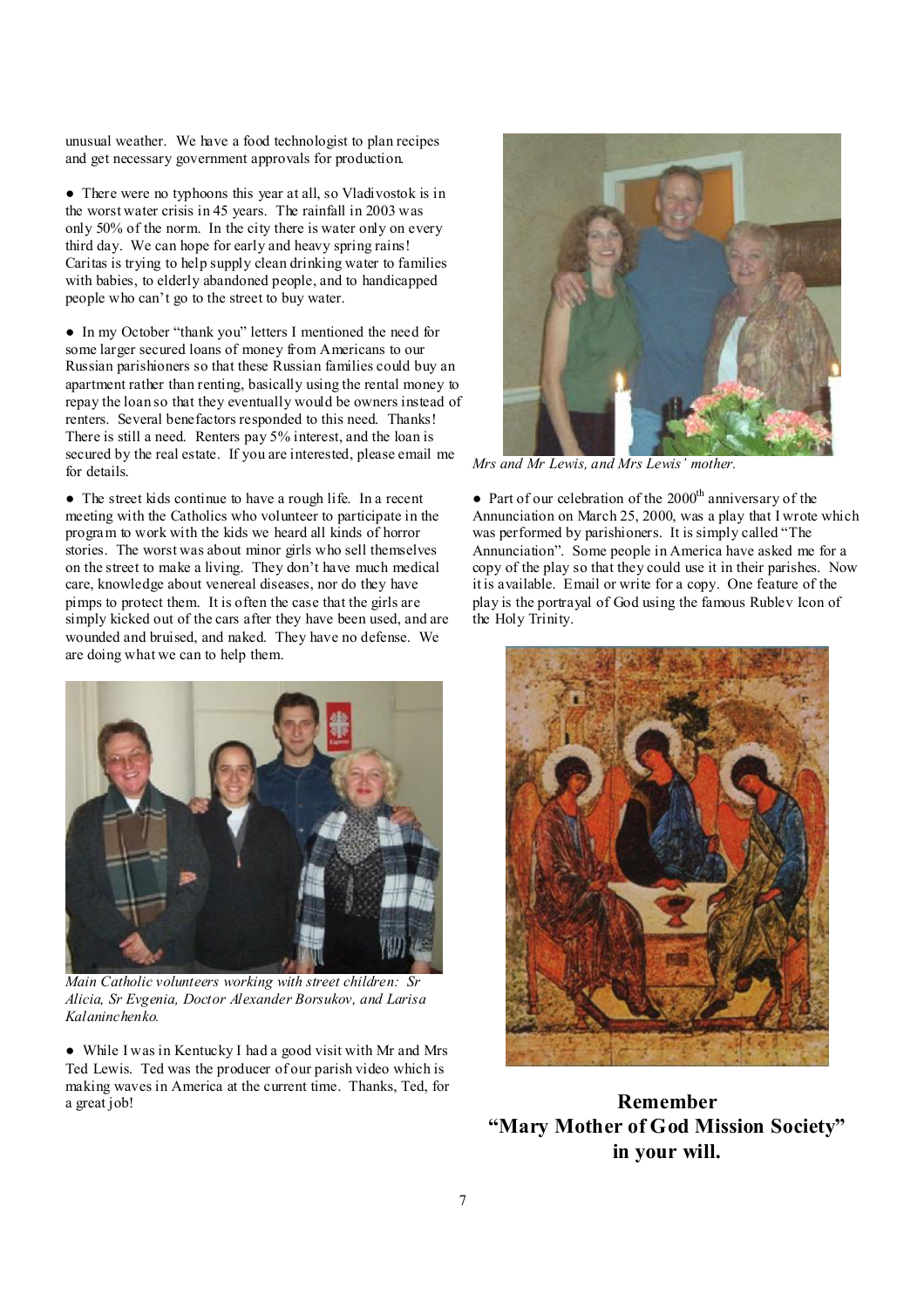unusual weather. We have a food technologist to plan recipes and get necessary government approvals for production.

● There were no typhoons this year at all, so Vladivostok is in the worst water crisis in 45 years. The rainfall in 2003 was only 50% of the norm. In the city there is water only on every third day. We can hope for early and heavy spring rains! Caritas is trying to help supply clean drinking water to families with babies, to elderly abandoned people, and to handicapped people who can't go to the street to buy water.

● In my October "thank you" letters I mentioned the need for some larger secured loans of money from Americans to our Russian parishioners so that these Russian families could buy an apartment rather than renting, basically using the rental money to repay the loan so that they eventually would be owners instead of renters. Several benefactors responded to this need. Thanks! There is still a need. Renters pay 5% interest, and the loan is secured by the real estate. If you are interested, please email me for details.

● The street kids continue to have a rough life. In a recent meeting with the Catholics who volunteer to participate in the program to work with the kids we heard all kinds of horror stories. The worst was about minor girls who sell themselves on the street to make a living. They don't have much medical care, knowledge about venereal diseases, nor do they have pimps to protect them. It is often the case that the girls are simply kicked out of the cars after they have been used, and are wounded and bruised, and naked. They have no defense. We are doing what we can to help them.

*Main Catholic volunteers working with street children: Sr Alicia, Sr Evgenia, Doctor Alexander Borsukov, and Larisa Kalaninchenko.*

● While I was in Kentucky I had a good visit with Mr and Mrs Ted Lewis. Ted was the producer of our parish video which is making waves in America at the current time. Thanks, Ted, for a great job!

*Mrs and Mr Lewis, and Mrs Lewis' mother.*

● Part of our celebration of the 2000th anniversary of the Annunciation on March 25, 2000, was a play that I wrote which was performed by parishioners. It is simply called "The Annunciation". Some people in America have asked me for a copy of the play so that they could use it in their parishes. Now it is available. Email or write for a copy. One feature of the play is the portrayal of God using the famous Rublev Icon of the Holy Trinity.

**Remember "Mary Mother of God Mission Society" in your will.**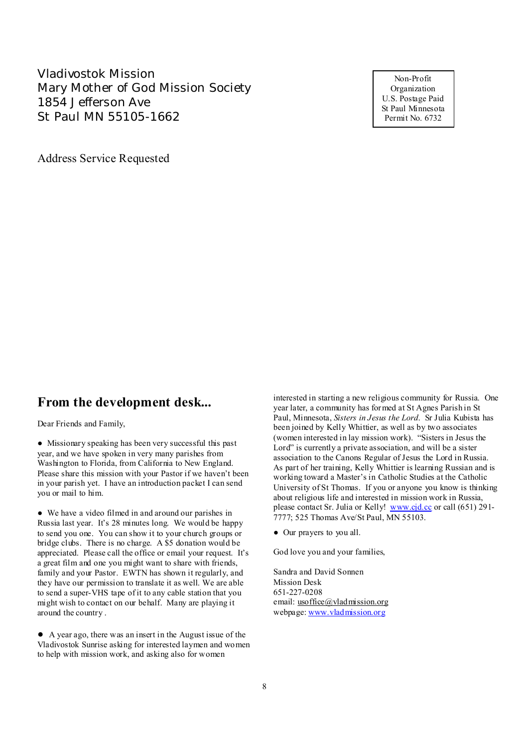Vladivostok Mission
Mary Mother of God Mission Society
1854 Jefferson Ave
St Paul MN 55105-1662

Non-Profit
Organization
U.S. Postage Paid
St Paul Minnesota
Permit No. 6732

Address Service Requested

## From the development desk...

Dear Friends and Family,

● Missionary speaking has been very successful this past year, and we have spoken in very many parishes from Washington to Florida, from California to New England. Please share this mission with your Pastor if we haven't been in your parish yet. I have an introduction packet I can send you or mail to him.

● We have a video filmed in and around our parishes in Russia last year. It's 28 minutes long. We would be happy to send you one. You can show it to your church groups or bridge clubs. There is no charge. A $5 donation would be appreciated. Please call the office or email your request. It's a great film and one you might want to share with friends, family and your Pastor. EWTN has shown it regularly, and they have our permission to translate it as well. We are able to send a super-VHS tape of it to any cable station that you might wish to contact on our behalf. Many are playing it around the country .

● A year ago, there was an insert in the August issue of the Vladivostok Sunrise asking for interested laymen and women to help with mission work, and asking also for women interested in starting a new religious community for Russia. One year later, a community has formed at St Agnes Parish in St Paul, Minnesota, *Sisters in Jesus the Lord*. Sr Julia Kubista has been joined by Kelly Whittier, as well as by two associates (women interested in lay mission work). "Sisters in Jesus the Lord" is currently a private association, and will be a sister association to the Canons Regular of Jesus the Lord in Russia. As part of her training, Kelly Whittier is learning Russian and is working toward a Master's in Catholic Studies at the Catholic University of St Thomas. If you or anyone you know is thinking about religious life and interested in mission work in Russia, please contact Sr. Julia or Kelly! www.cjd.cc or call (651) 291-7777; 525 Thomas Ave/St Paul, MN 55103.

● Our prayers to you all.

God love you and your families,

Sandra and David Sonnen
Mission Desk
651-227-0208
email: usoffice@vladmission.org
webpage: www.vladmission.org